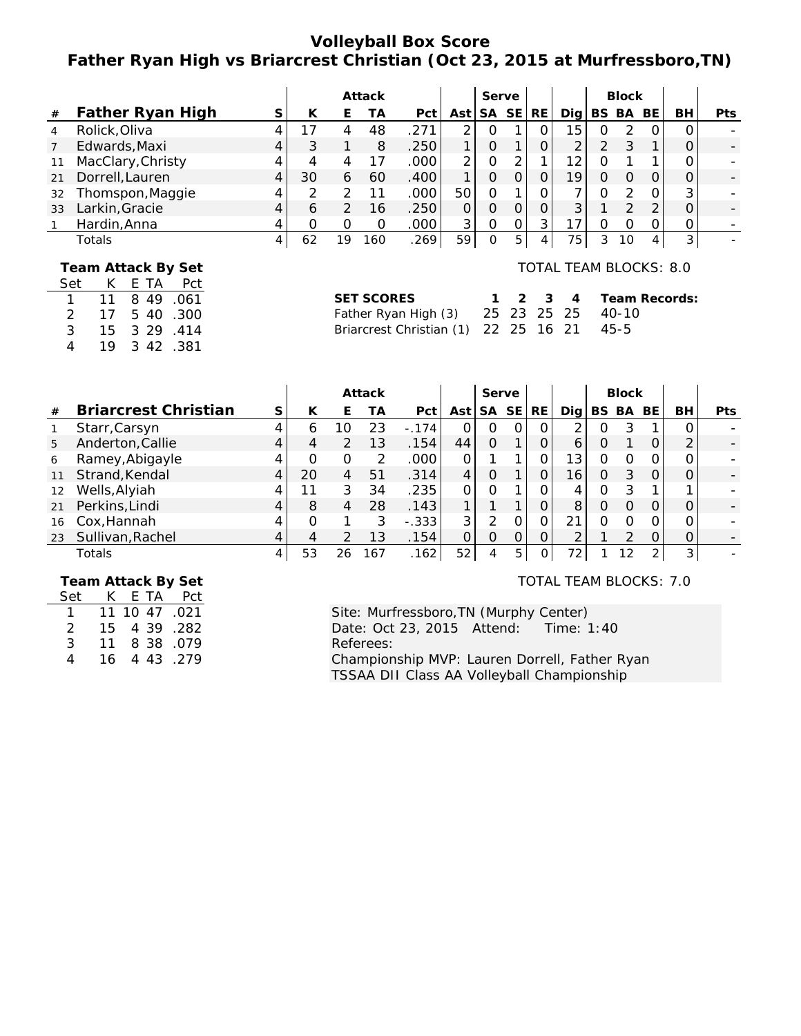# Volleyball Box Score
## Father Ryan High vs Briarcrest Christian (Oct 23, 2015 at Murfressboro,TN)

| | | | Attack | | | | | Serve | | | | Block | | | | |
|---|---|---|---|---|---|---|---|---|---|---|---|---|---|---|---|---|
| # | **Father Ryan High** | S | K | E | TA | Pct | Ast | SA | SE | RE | Dig | BS | BA | BE | BH | Pts |
| 4 | Rolick,Oliva | 4 | 17 | 4 | 48 | .271 | 2 | 0 | 1 | 0 | 15 | 0 | 2 | 0 | 0 | - |
| 7 | Edwards,Maxi | 4 | 3 | 1 | 8 | .250 | 1 | 0 | 1 | 0 | 2 | 2 | 3 | 1 | 0 | - |
| 11 | MacClary,Christy | 4 | 4 | 4 | 17 | .000 | 2 | 0 | 2 | 1 | 12 | 0 | 1 | 1 | 0 | - |
| 21 | Dorrell,Lauren | 4 | 30 | 6 | 60 | .400 | 1 | 0 | 0 | 0 | 19 | 0 | 0 | 0 | 0 | - |
| 32 | Thomspon,Maggie | 4 | 2 | 2 | 11 | .000 | 50 | 0 | 1 | 0 | 7 | 0 | 2 | 0 | 3 | - |
| 33 | Larkin,Gracie | 4 | 6 | 2 | 16 | .250 | 0 | 0 | 0 | 0 | 3 | 1 | 2 | 2 | 0 | - |
| 1 | Hardin,Anna | 4 | 0 | 0 | 0 | .000 | 3 | 0 | 0 | 3 | 17 | 0 | 0 | 0 | 0 | - |
| | Totals | 4 | 62 | 19 | 160 | .269 | 59 | 0 | 5 | 4 | 75 | 3 | 10 | 4 | 3 | - |

**Team Attack By Set**

| Set | K | E | TA | Pct |
|---|---|---|---|---|
| 1 | 11 | 8 | 49 | .061 |
| 2 | 17 | 5 | 40 | .300 |
| 3 | 15 | 3 | 29 | .414 |
| 4 | 19 | 3 | 42 | .381 |

TOTAL TEAM BLOCKS: 8.0

| SET SCORES | 1 | 2 | 3 | 4 | Team Records: |
|---|---|---|---|---|---|
| Father Ryan High (3) | 25 | 23 | 25 | 25 | 40-10 |
| Briarcrest Christian (1) | 22 | 25 | 16 | 21 | 45-5 |

| | | | Attack | | | | | Serve | | | | Block | | | | |
|---|---|---|---|---|---|---|---|---|---|---|---|---|---|---|---|---|
| # | **Briarcrest Christian** | S | K | E | TA | Pct | Ast | SA | SE | RE | Dig | BS | BA | BE | BH | Pts |
| 1 | Starr,Carsyn | 4 | 6 | 10 | 23 | -.174 | 0 | 0 | 0 | 0 | 2 | 0 | 3 | 1 | 0 | - |
| 5 | Anderton,Callie | 4 | 4 | 2 | 13 | .154 | 44 | 0 | 1 | 0 | 6 | 0 | 1 | 0 | 2 | - |
| 6 | Ramey,Abigayle | 4 | 0 | 0 | 2 | .000 | 0 | 1 | 1 | 0 | 13 | 0 | 0 | 0 | 0 | - |
| 11 | Strand,Kendal | 4 | 20 | 4 | 51 | .314 | 4 | 0 | 1 | 0 | 16 | 0 | 3 | 0 | 0 | - |
| 12 | Wells,Alyiah | 4 | 11 | 3 | 34 | .235 | 0 | 0 | 1 | 0 | 4 | 0 | 3 | 1 | 1 | - |
| 21 | Perkins,Lindi | 4 | 8 | 4 | 28 | .143 | 1 | 1 | 1 | 0 | 8 | 0 | 0 | 0 | 0 | - |
| 16 | Cox,Hannah | 4 | 0 | 1 | 3 | -.333 | 3 | 2 | 0 | 0 | 21 | 0 | 0 | 0 | 0 | - |
| 23 | Sullivan,Rachel | 4 | 4 | 2 | 13 | .154 | 0 | 0 | 0 | 0 | 2 | 1 | 2 | 0 | 0 | - |
| | Totals | 4 | 53 | 26 | 167 | .162 | 52 | 4 | 5 | 0 | 72 | 1 | 12 | 2 | 3 | - |

**Team Attack By Set**

| Set | K | E | TA | Pct |
|---|---|---|---|---|
| 1 | 11 | 10 | 47 | .021 |
| 2 | 15 | 4 | 39 | .282 |
| 3 | 11 | 8 | 38 | .079 |
| 4 | 16 | 4 | 43 | .279 |

TOTAL TEAM BLOCKS: 7.0

Site: Murfressboro,TN (Murphy Center)
Date: Oct 23, 2015 Attend: Time: 1:40
Referees:
Championship MVP: Lauren Dorrell, Father Ryan
TSSAA DII Class AA Volleyball Championship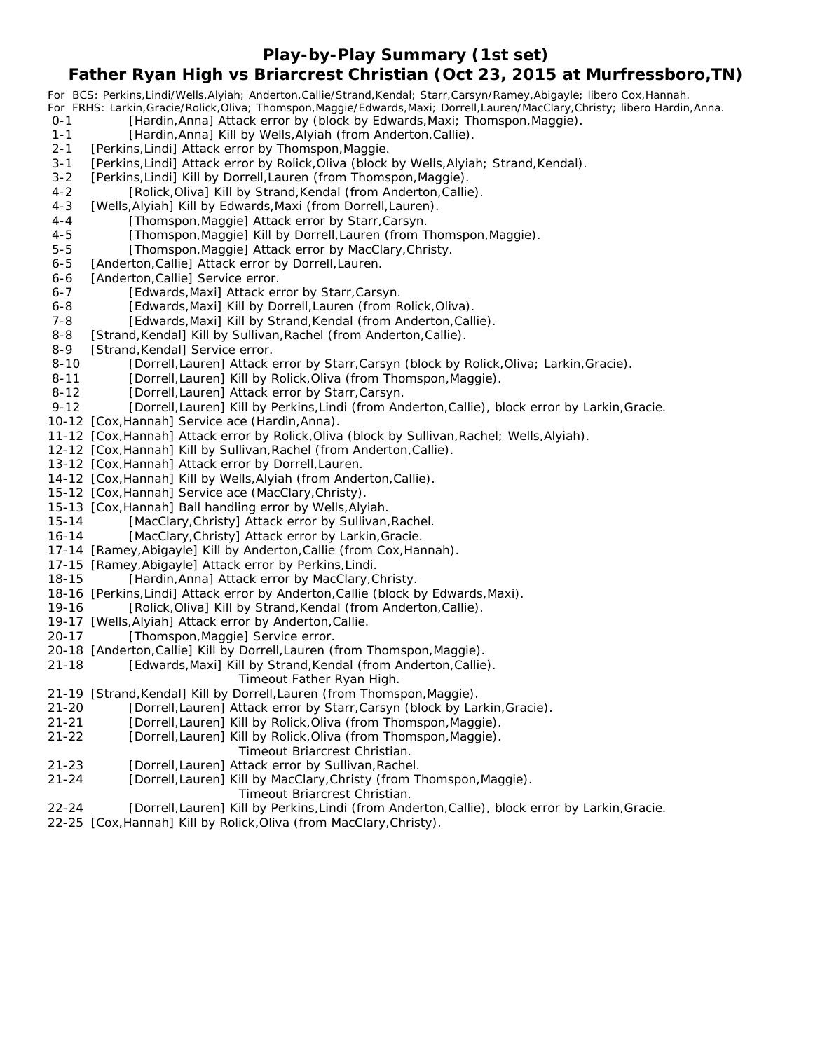## Play-by-Play Summary (1st set)

## Father Ryan High vs Briarcrest Christian (Oct 23, 2015 at Murfressboro,TN)

For BCS: Perkins,Lindi/Wells,Alyiah; Anderton,Callie/Strand,Kendal; Starr,Carsyn/Ramey,Abigayle; libero Cox,Hannah.
For FRHS: Larkin,Gracie/Rolick,Oliva; Thomspon,Maggie/Edwards,Maxi; Dorrell,Lauren/MacClary,Christy; libero Hardin,Anna.

0-1 [Hardin,Anna] Attack error by (block by Edwards,Maxi; Thomspon,Maggie).
1-1 [Hardin,Anna] Kill by Wells,Alyiah (from Anderton,Callie).
2-1 [Perkins,Lindi] Attack error by Thomspon,Maggie.
3-1 [Perkins,Lindi] Attack error by Rolick,Oliva (block by Wells,Alyiah; Strand,Kendal).
3-2 [Perkins,Lindi] Kill by Dorrell,Lauren (from Thomspon,Maggie).
4-2 [Rolick,Oliva] Kill by Strand,Kendal (from Anderton,Callie).
4-3 [Wells,Alyiah] Kill by Edwards,Maxi (from Dorrell,Lauren).
4-4 [Thomspon,Maggie] Attack error by Starr,Carsyn.
4-5 [Thomspon,Maggie] Kill by Dorrell,Lauren (from Thomspon,Maggie).
5-5 [Thomspon,Maggie] Attack error by MacClary,Christy.
6-5 [Anderton,Callie] Attack error by Dorrell,Lauren.
6-6 [Anderton,Callie] Service error.
6-7 [Edwards,Maxi] Attack error by Starr,Carsyn.
6-8 [Edwards,Maxi] Kill by Dorrell,Lauren (from Rolick,Oliva).
7-8 [Edwards,Maxi] Kill by Strand,Kendal (from Anderton,Callie).
8-8 [Strand,Kendal] Kill by Sullivan,Rachel (from Anderton,Callie).
8-9 [Strand,Kendal] Service error.
8-10 [Dorrell,Lauren] Attack error by Starr,Carsyn (block by Rolick,Oliva; Larkin,Gracie).
8-11 [Dorrell,Lauren] Kill by Rolick,Oliva (from Thomspon,Maggie).
8-12 [Dorrell,Lauren] Attack error by Starr,Carsyn.
9-12 [Dorrell,Lauren] Kill by Perkins,Lindi (from Anderton,Callie), block error by Larkin,Gracie.
10-12 [Cox,Hannah] Service ace (Hardin,Anna).
11-12 [Cox,Hannah] Attack error by Rolick,Oliva (block by Sullivan,Rachel; Wells,Alyiah).
12-12 [Cox,Hannah] Kill by Sullivan,Rachel (from Anderton,Callie).
13-12 [Cox,Hannah] Attack error by Dorrell,Lauren.
14-12 [Cox,Hannah] Kill by Wells,Alyiah (from Anderton,Callie).
15-12 [Cox,Hannah] Service ace (MacClary,Christy).
15-13 [Cox,Hannah] Ball handling error by Wells,Alyiah.
15-14 [MacClary,Christy] Attack error by Sullivan,Rachel.
16-14 [MacClary,Christy] Attack error by Larkin,Gracie.
17-14 [Ramey,Abigayle] Kill by Anderton,Callie (from Cox,Hannah).
17-15 [Ramey,Abigayle] Attack error by Perkins,Lindi.
18-15 [Hardin,Anna] Attack error by MacClary,Christy.
18-16 [Perkins,Lindi] Attack error by Anderton,Callie (block by Edwards,Maxi).
19-16 [Rolick,Oliva] Kill by Strand,Kendal (from Anderton,Callie).
19-17 [Wells,Alyiah] Attack error by Anderton,Callie.
20-17 [Thomspon,Maggie] Service error.
20-18 [Anderton,Callie] Kill by Dorrell,Lauren (from Thomspon,Maggie).
21-18 [Edwards,Maxi] Kill by Strand,Kendal (from Anderton,Callie).
Timeout Father Ryan High.
21-19 [Strand,Kendal] Kill by Dorrell,Lauren (from Thomspon,Maggie).
21-20 [Dorrell,Lauren] Attack error by Starr,Carsyn (block by Larkin,Gracie).
21-21 [Dorrell,Lauren] Kill by Rolick,Oliva (from Thomspon,Maggie).
21-22 [Dorrell,Lauren] Kill by Rolick,Oliva (from Thomspon,Maggie).
Timeout Briarcrest Christian.
21-23 [Dorrell,Lauren] Attack error by Sullivan,Rachel.
21-24 [Dorrell,Lauren] Kill by MacClary,Christy (from Thomspon,Maggie).
Timeout Briarcrest Christian.
22-24 [Dorrell,Lauren] Kill by Perkins,Lindi (from Anderton,Callie), block error by Larkin,Gracie.
22-25 [Cox,Hannah] Kill by Rolick,Oliva (from MacClary,Christy).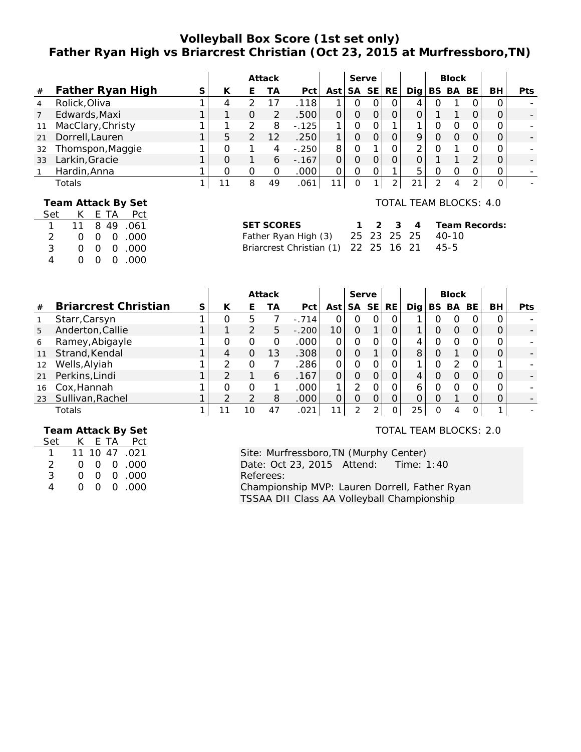# Volleyball Box Score (1st set only)
## Father Ryan High vs Briarcrest Christian (Oct 23, 2015 at Murfressboro,TN)

| | | | Attack | | | | | Serve | | | | Block | | | | |
|---|---|---|---|---|---|---|---|---|---|---|---|---|---|---|---|---|
| # | **Father Ryan High** | S | K | E | TA | Pct | Ast | SA | SE | RE | Dig | BS | BA | BE | BH | Pts |
| 4 | Rolick,Oliva | 1 | 4 | 2 | 17 | .118 | 1 | 0 | 0 | 0 | 4 | 0 | 1 | 0 | 0 | - |
| 7 | Edwards,Maxi | 1 | 1 | 0 | 2 | .500 | 0 | 0 | 0 | 0 | 0 | 1 | 1 | 0 | 0 | - |
| 11 | MacClary,Christy | 1 | 1 | 2 | 8 | -.125 | 1 | 0 | 0 | 1 | 1 | 0 | 0 | 0 | 0 | - |
| 21 | Dorrell,Lauren | 1 | 5 | 2 | 12 | .250 | 1 | 0 | 0 | 0 | 9 | 0 | 0 | 0 | 0 | - |
| 32 | Thomspon,Maggie | 1 | 0 | 1 | 4 | -.250 | 8 | 0 | 1 | 0 | 2 | 0 | 1 | 0 | 0 | - |
| 33 | Larkin,Gracie | 1 | 0 | 1 | 6 | -.167 | 0 | 0 | 0 | 0 | 0 | 1 | 1 | 2 | 0 | - |
| 1 | Hardin,Anna | 1 | 0 | 0 | 0 | .000 | 0 | 0 | 0 | 1 | 5 | 0 | 0 | 0 | 0 | - |
| | Totals | 1 | 11 | 8 | 49 | .061 | 11 | 0 | 1 | 2 | 21 | 2 | 4 | 2 | 0 | - |

**Team Attack By Set**

| Set | K | E | TA | Pct |
|---|---|---|---|---|
| 1 | 11 | 8 | 49 | .061 |
| 2 | 0 | 0 | 0 | .000 |
| 3 | 0 | 0 | 0 | .000 |
| 4 | 0 | 0 | 0 | .000 |

TOTAL TEAM BLOCKS: 4.0

| SET SCORES | 1 | 2 | 3 | 4 | Team Records: |
|---|---|---|---|---|---|
| Father Ryan High (3) | 25 | 23 | 25 | 25 | 40-10 |
| Briarcrest Christian (1) | 22 | 25 | 16 | 21 | 45-5 |

| | | | Attack | | | | | Serve | | | | Block | | | | |
|---|---|---|---|---|---|---|---|---|---|---|---|---|---|---|---|---|
| # | **Briarcrest Christian** | S | K | E | TA | Pct | Ast | SA | SE | RE | Dig | BS | BA | BE | BH | Pts |
| 1 | Starr,Carsyn | 1 | 0 | 5 | 7 | -.714 | 0 | 0 | 0 | 0 | 1 | 0 | 0 | 0 | 0 | - |
| 5 | Anderton,Callie | 1 | 1 | 2 | 5 | -.200 | 10 | 0 | 1 | 0 | 1 | 0 | 0 | 0 | 0 | - |
| 6 | Ramey,Abigayle | 1 | 0 | 0 | 0 | .000 | 0 | 0 | 0 | 0 | 4 | 0 | 0 | 0 | 0 | - |
| 11 | Strand,Kendal | 1 | 4 | 0 | 13 | .308 | 0 | 0 | 1 | 0 | 8 | 0 | 1 | 0 | 0 | - |
| 12 | Wells,Alyiah | 1 | 2 | 0 | 7 | .286 | 0 | 0 | 0 | 0 | 1 | 0 | 2 | 0 | 1 | - |
| 21 | Perkins,Lindi | 1 | 2 | 1 | 6 | .167 | 0 | 0 | 0 | 0 | 4 | 0 | 0 | 0 | 0 | - |
| 16 | Cox,Hannah | 1 | 0 | 0 | 1 | .000 | 1 | 2 | 0 | 0 | 6 | 0 | 0 | 0 | 0 | - |
| 23 | Sullivan,Rachel | 1 | 2 | 2 | 8 | .000 | 0 | 0 | 0 | 0 | 0 | 0 | 1 | 0 | 0 | - |
| | Totals | 1 | 11 | 10 | 47 | .021 | 11 | 2 | 2 | 0 | 25 | 0 | 4 | 0 | 1 | - |

**Team Attack By Set**

| Set | K | E | TA | Pct |
|---|---|---|---|---|
| 1 | 11 | 10 | 47 | .021 |
| 2 | 0 | 0 | 0 | .000 |
| 3 | 0 | 0 | 0 | .000 |
| 4 | 0 | 0 | 0 | .000 |

TOTAL TEAM BLOCKS: 2.0

Site: Murfressboro,TN (Murphy Center)
Date: Oct 23, 2015 Attend: Time: 1:40
Referees:
Championship MVP: Lauren Dorrell, Father Ryan
TSSAA DII Class AA Volleyball Championship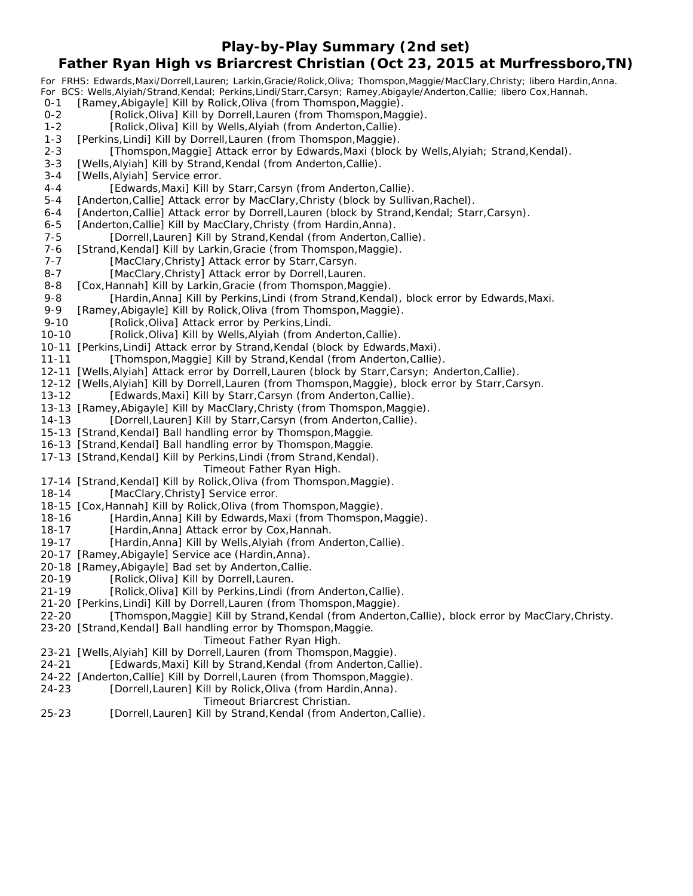## Play-by-Play Summary (2nd set)
## Father Ryan High vs Briarcrest Christian (Oct 23, 2015 at Murfressboro,TN)

For FRHS: Edwards,Maxi/Dorrell,Lauren; Larkin,Gracie/Rolick,Oliva; Thomspon,Maggie/MacClary,Christy; libero Hardin,Anna.
For BCS: Wells,Alyiah/Strand,Kendal; Perkins,Lindi/Starr,Carsyn; Ramey,Abigayle/Anderton,Callie; libero Cox,Hannah.

0-1 [Ramey,Abigayle] Kill by Rolick,Oliva (from Thomspon,Maggie).
0-2 [Rolick,Oliva] Kill by Dorrell,Lauren (from Thomspon,Maggie).
1-2 [Rolick,Oliva] Kill by Wells,Alyiah (from Anderton,Callie).
1-3 [Perkins,Lindi] Kill by Dorrell,Lauren (from Thomspon,Maggie).
2-3 [Thomspon,Maggie] Attack error by Edwards,Maxi (block by Wells,Alyiah; Strand,Kendal).
3-3 [Wells,Alyiah] Kill by Strand,Kendal (from Anderton,Callie).
3-4 [Wells,Alyiah] Service error.
4-4 [Edwards,Maxi] Kill by Starr,Carsyn (from Anderton,Callie).
5-4 [Anderton,Callie] Attack error by MacClary,Christy (block by Sullivan,Rachel).
6-4 [Anderton,Callie] Attack error by Dorrell,Lauren (block by Strand,Kendal; Starr,Carsyn).
6-5 [Anderton,Callie] Kill by MacClary,Christy (from Hardin,Anna).
7-5 [Dorrell,Lauren] Kill by Strand,Kendal (from Anderton,Callie).
7-6 [Strand,Kendal] Kill by Larkin,Gracie (from Thomspon,Maggie).
7-7 [MacClary,Christy] Attack error by Starr,Carsyn.
8-7 [MacClary,Christy] Attack error by Dorrell,Lauren.
8-8 [Cox,Hannah] Kill by Larkin,Gracie (from Thomspon,Maggie).
9-8 [Hardin,Anna] Kill by Perkins,Lindi (from Strand,Kendal), block error by Edwards,Maxi.
9-9 [Ramey,Abigayle] Kill by Rolick,Oliva (from Thomspon,Maggie).
9-10 [Rolick,Oliva] Attack error by Perkins,Lindi.
10-10 [Rolick,Oliva] Kill by Wells,Alyiah (from Anderton,Callie).
10-11 [Perkins,Lindi] Attack error by Strand,Kendal (block by Edwards,Maxi).
11-11 [Thomspon,Maggie] Kill by Strand,Kendal (from Anderton,Callie).
12-11 [Wells,Alyiah] Attack error by Dorrell,Lauren (block by Starr,Carsyn; Anderton,Callie).
12-12 [Wells,Alyiah] Kill by Dorrell,Lauren (from Thomspon,Maggie), block error by Starr,Carsyn.
13-12 [Edwards,Maxi] Kill by Starr,Carsyn (from Anderton,Callie).
13-13 [Ramey,Abigayle] Kill by MacClary,Christy (from Thomspon,Maggie).
14-13 [Dorrell,Lauren] Kill by Starr,Carsyn (from Anderton,Callie).
15-13 [Strand,Kendal] Ball handling error by Thomspon,Maggie.
16-13 [Strand,Kendal] Ball handling error by Thomspon,Maggie.
17-13 [Strand,Kendal] Kill by Perkins,Lindi (from Strand,Kendal).
Timeout Father Ryan High.
17-14 [Strand,Kendal] Kill by Rolick,Oliva (from Thomspon,Maggie).
18-14 [MacClary,Christy] Service error.
18-15 [Cox,Hannah] Kill by Rolick,Oliva (from Thomspon,Maggie).
18-16 [Hardin,Anna] Kill by Edwards,Maxi (from Thomspon,Maggie).
18-17 [Hardin,Anna] Attack error by Cox,Hannah.
19-17 [Hardin,Anna] Kill by Wells,Alyiah (from Anderton,Callie).
20-17 [Ramey,Abigayle] Service ace (Hardin,Anna).
20-18 [Ramey,Abigayle] Bad set by Anderton,Callie.
20-19 [Rolick,Oliva] Kill by Dorrell,Lauren.
21-19 [Rolick,Oliva] Kill by Perkins,Lindi (from Anderton,Callie).
21-20 [Perkins,Lindi] Kill by Dorrell,Lauren (from Thomspon,Maggie).
22-20 [Thomspon,Maggie] Kill by Strand,Kendal (from Anderton,Callie), block error by MacClary,Christy.
23-20 [Strand,Kendal] Ball handling error by Thomspon,Maggie.
Timeout Father Ryan High.
23-21 [Wells,Alyiah] Kill by Dorrell,Lauren (from Thomspon,Maggie).
24-21 [Edwards,Maxi] Kill by Strand,Kendal (from Anderton,Callie).
24-22 [Anderton,Callie] Kill by Dorrell,Lauren (from Thomspon,Maggie).
24-23 [Dorrell,Lauren] Kill by Rolick,Oliva (from Hardin,Anna).
Timeout Briarcrest Christian.
25-23 [Dorrell,Lauren] Kill by Strand,Kendal (from Anderton,Callie).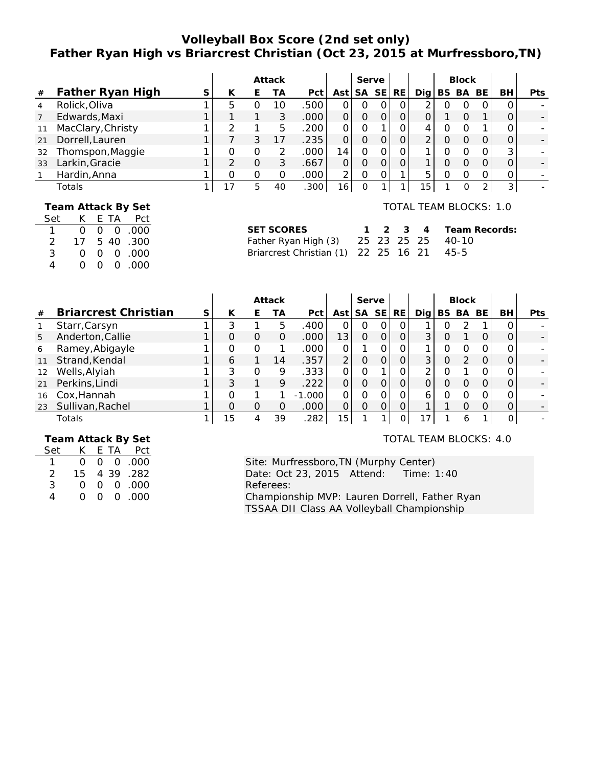# Volleyball Box Score (2nd set only)
## Father Ryan High vs Briarcrest Christian (Oct 23, 2015 at Murfressboro,TN)

| # | Father Ryan High | S | Attack K | Attack E | Attack TA | Attack Pct | Ast | Serve SA | Serve SE | RE | Dig | Block BS | Block BA | Block BE | BH | Pts |
|---|---|---|---|---|---|---|---|---|---|---|---|---|---|---|---|---|
| 4 | Rolick,Oliva | 1 | 5 | 0 | 10 | .500 | 0 | 0 | 0 | 0 | 2 | 0 | 0 | 0 | 0 | - |
| 7 | Edwards,Maxi | 1 | 1 | 1 | 3 | .000 | 0 | 0 | 0 | 0 | 0 | 1 | 0 | 1 | 0 | - |
| 11 | MacClary,Christy | 1 | 2 | 1 | 5 | .200 | 0 | 0 | 1 | 0 | 4 | 0 | 0 | 1 | 0 | - |
| 21 | Dorrell,Lauren | 1 | 7 | 3 | 17 | .235 | 0 | 0 | 0 | 0 | 2 | 0 | 0 | 0 | 0 | - |
| 32 | Thomspon,Maggie | 1 | 0 | 0 | 2 | .000 | 14 | 0 | 0 | 0 | 1 | 0 | 0 | 0 | 3 | - |
| 33 | Larkin,Gracie | 1 | 2 | 0 | 3 | .667 | 0 | 0 | 0 | 0 | 1 | 0 | 0 | 0 | 0 | - |
| 1 | Hardin,Anna | 1 | 0 | 0 | 0 | .000 | 2 | 0 | 0 | 1 | 5 | 0 | 0 | 0 | 0 | - |
| | Totals | 1 | 17 | 5 | 40 | .300 | 16 | 0 | 1 | 1 | 15 | 1 | 0 | 2 | 3 | - |

TOTAL TEAM BLOCKS: 1.0

**Team Attack By Set**

| Set | K | E | TA | Pct |
|---|---|---|---|---|
| 1 | 0 | 0 | 0 | .000 |
| 2 | 17 | 5 | 40 | .300 |
| 3 | 0 | 0 | 0 | .000 |
| 4 | 0 | 0 | 0 | .000 |

| SET SCORES | 1 | 2 | 3 | 4 | Team Records: |
|---|---|---|---|---|---|
| Father Ryan High (3) | 25 | 23 | 25 | 25 | 40-10 |
| Briarcrest Christian (1) | 22 | 25 | 16 | 21 | 45-5 |

| # | Briarcrest Christian | S | Attack K | Attack E | Attack TA | Attack Pct | Ast | Serve SA | Serve SE | RE | Dig | Block BS | Block BA | Block BE | BH | Pts |
|---|---|---|---|---|---|---|---|---|---|---|---|---|---|---|---|---|
| 1 | Starr,Carsyn | 1 | 3 | 1 | 5 | .400 | 0 | 0 | 0 | 0 | 1 | 0 | 2 | 1 | 0 | - |
| 5 | Anderton,Callie | 1 | 0 | 0 | 0 | .000 | 13 | 0 | 0 | 0 | 3 | 0 | 1 | 0 | 0 | - |
| 6 | Ramey,Abigayle | 1 | 0 | 0 | 1 | .000 | 0 | 1 | 0 | 0 | 1 | 0 | 0 | 0 | 0 | - |
| 11 | Strand,Kendal | 1 | 6 | 1 | 14 | .357 | 2 | 0 | 0 | 0 | 3 | 0 | 2 | 0 | 0 | - |
| 12 | Wells,Alyiah | 1 | 3 | 0 | 9 | .333 | 0 | 0 | 1 | 0 | 2 | 0 | 1 | 0 | 0 | - |
| 21 | Perkins,Lindi | 1 | 3 | 1 | 9 | .222 | 0 | 0 | 0 | 0 | 0 | 0 | 0 | 0 | 0 | - |
| 16 | Cox,Hannah | 1 | 0 | 1 | 1 | -1.000 | 0 | 0 | 0 | 0 | 6 | 0 | 0 | 0 | 0 | - |
| 23 | Sullivan,Rachel | 1 | 0 | 0 | 0 | .000 | 0 | 0 | 0 | 0 | 1 | 1 | 0 | 0 | 0 | - |
| | Totals | 1 | 15 | 4 | 39 | .282 | 15 | 1 | 1 | 0 | 17 | 1 | 6 | 1 | 0 | - |

TOTAL TEAM BLOCKS: 4.0

**Team Attack By Set**

| Set | K | E | TA | Pct |
|---|---|---|---|---|
| 1 | 0 | 0 | 0 | .000 |
| 2 | 15 | 4 | 39 | .282 |
| 3 | 0 | 0 | 0 | .000 |
| 4 | 0 | 0 | 0 | .000 |

Site: Murfressboro,TN (Murphy Center)
Date: Oct 23, 2015 Attend: Time: 1:40
Referees:
Championship MVP: Lauren Dorrell, Father Ryan
TSSAA DII Class AA Volleyball Championship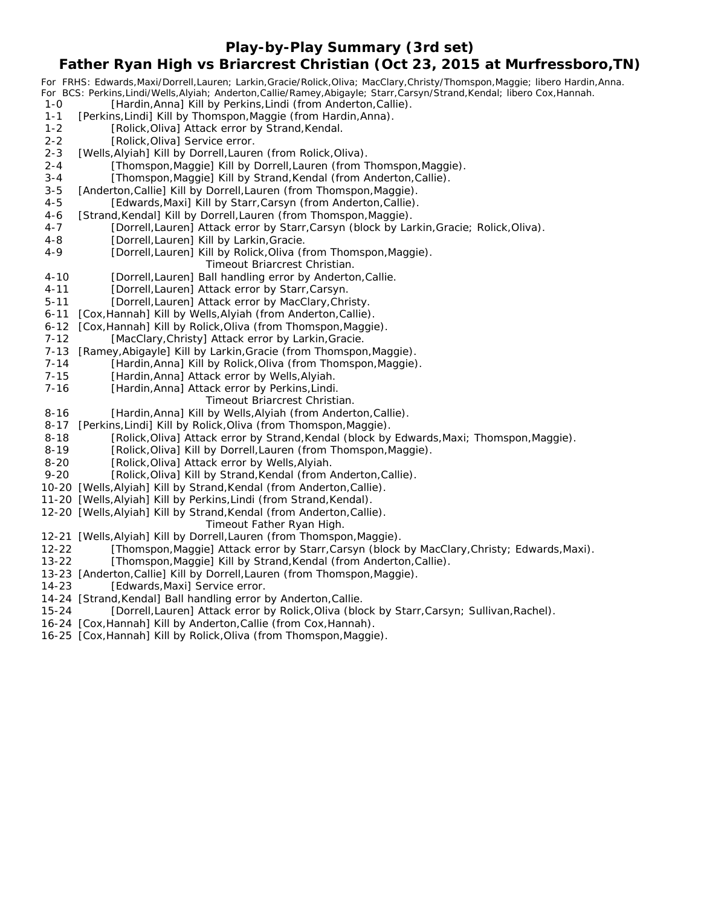# Play-by-Play Summary (3rd set)

## Father Ryan High vs Briarcrest Christian (Oct 23, 2015 at Murfressboro,TN)

For FRHS: Edwards,Maxi/Dorrell,Lauren; Larkin,Gracie/Rolick,Oliva; MacClary,Christy/Thomspon,Maggie; libero Hardin,Anna.
For BCS: Perkins,Lindi/Wells,Alyiah; Anderton,Callie/Ramey,Abigayle; Starr,Carsyn/Strand,Kendal; libero Cox,Hannah.

1-0 [Hardin,Anna] Kill by Perkins,Lindi (from Anderton,Callie).
1-1 [Perkins,Lindi] Kill by Thomspon,Maggie (from Hardin,Anna).
1-2 [Rolick,Oliva] Attack error by Strand,Kendal.
2-2 [Rolick,Oliva] Service error.
2-3 [Wells,Alyiah] Kill by Dorrell,Lauren (from Rolick,Oliva).
2-4 [Thomspon,Maggie] Kill by Dorrell,Lauren (from Thomspon,Maggie).
3-4 [Thomspon,Maggie] Kill by Strand,Kendal (from Anderton,Callie).
3-5 [Anderton,Callie] Kill by Dorrell,Lauren (from Thomspon,Maggie).
4-5 [Edwards,Maxi] Kill by Starr,Carsyn (from Anderton,Callie).
4-6 [Strand,Kendal] Kill by Dorrell,Lauren (from Thomspon,Maggie).
4-7 [Dorrell,Lauren] Attack error by Starr,Carsyn (block by Larkin,Gracie; Rolick,Oliva).
4-8 [Dorrell,Lauren] Kill by Larkin,Gracie.
4-9 [Dorrell,Lauren] Kill by Rolick,Oliva (from Thomspon,Maggie).
Timeout Briarcrest Christian.
4-10 [Dorrell,Lauren] Ball handling error by Anderton,Callie.
4-11 [Dorrell,Lauren] Attack error by Starr,Carsyn.
5-11 [Dorrell,Lauren] Attack error by MacClary,Christy.
6-11 [Cox,Hannah] Kill by Wells,Alyiah (from Anderton,Callie).
6-12 [Cox,Hannah] Kill by Rolick,Oliva (from Thomspon,Maggie).
7-12 [MacClary,Christy] Attack error by Larkin,Gracie.
7-13 [Ramey,Abigayle] Kill by Larkin,Gracie (from Thomspon,Maggie).
7-14 [Hardin,Anna] Kill by Rolick,Oliva (from Thomspon,Maggie).
7-15 [Hardin,Anna] Attack error by Wells,Alyiah.
7-16 [Hardin,Anna] Attack error by Perkins,Lindi.
Timeout Briarcrest Christian.
8-16 [Hardin,Anna] Kill by Wells,Alyiah (from Anderton,Callie).
8-17 [Perkins,Lindi] Kill by Rolick,Oliva (from Thomspon,Maggie).
8-18 [Rolick,Oliva] Attack error by Strand,Kendal (block by Edwards,Maxi; Thomspon,Maggie).
8-19 [Rolick,Oliva] Kill by Dorrell,Lauren (from Thomspon,Maggie).
8-20 [Rolick,Oliva] Attack error by Wells,Alyiah.
9-20 [Rolick,Oliva] Kill by Strand,Kendal (from Anderton,Callie).
10-20 [Wells,Alyiah] Kill by Strand,Kendal (from Anderton,Callie).
11-20 [Wells,Alyiah] Kill by Perkins,Lindi (from Strand,Kendal).
12-20 [Wells,Alyiah] Kill by Strand,Kendal (from Anderton,Callie).
Timeout Father Ryan High.
12-21 [Wells,Alyiah] Kill by Dorrell,Lauren (from Thomspon,Maggie).
12-22 [Thomspon,Maggie] Attack error by Starr,Carsyn (block by MacClary,Christy; Edwards,Maxi).
13-22 [Thomspon,Maggie] Kill by Strand,Kendal (from Anderton,Callie).
13-23 [Anderton,Callie] Kill by Dorrell,Lauren (from Thomspon,Maggie).
14-23 [Edwards,Maxi] Service error.
14-24 [Strand,Kendal] Ball handling error by Anderton,Callie.
15-24 [Dorrell,Lauren] Attack error by Rolick,Oliva (block by Starr,Carsyn; Sullivan,Rachel).
16-24 [Cox,Hannah] Kill by Anderton,Callie (from Cox,Hannah).
16-25 [Cox,Hannah] Kill by Rolick,Oliva (from Thomspon,Maggie).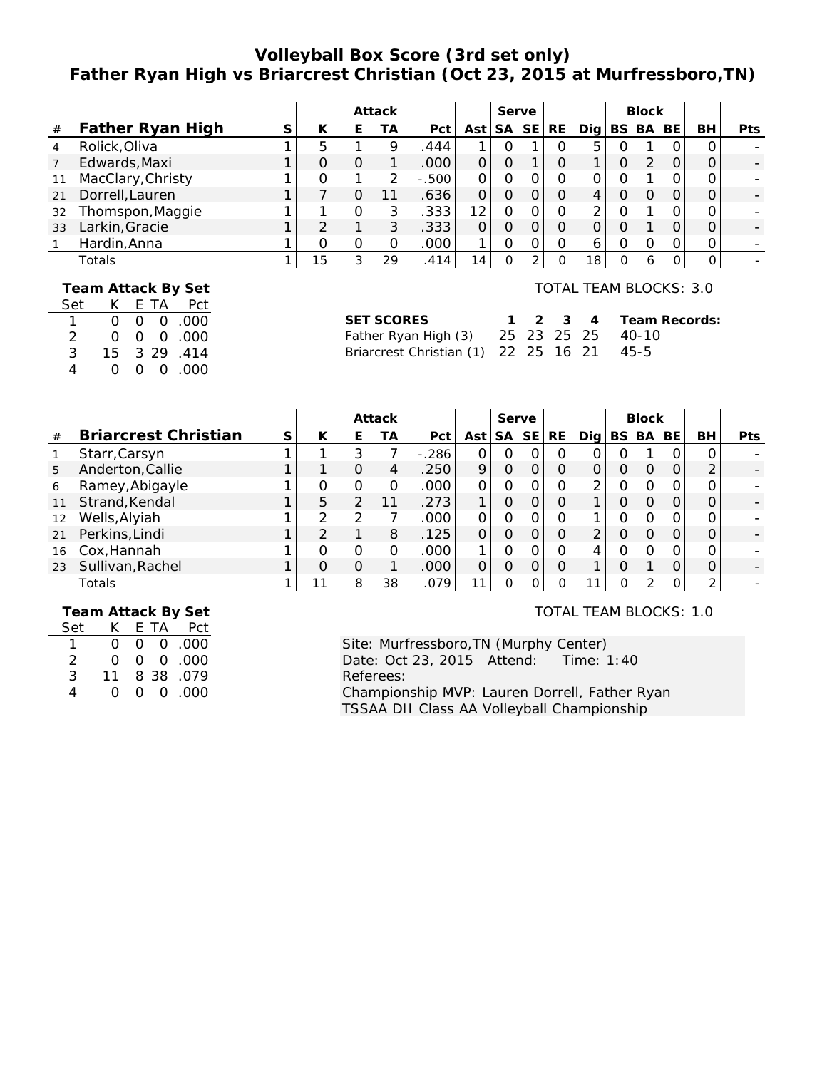# Volleyball Box Score (3rd set only)
## Father Ryan High vs Briarcrest Christian (Oct 23, 2015 at Murfressboro,TN)

| | | | Attack | | | | | Serve | | | | Block | | | | |
|---|---|---|---|---|---|---|---|---|---|---|---|---|---|---|---|---|
| # | Father Ryan High | S | K | E | TA | Pct | Ast | SA | SE | RE | Dig | BS | BA | BE | BH | Pts |
| 4 | Rolick,Oliva | 1 | 5 | 1 | 9 | .444 | 1 | 0 | 1 | 0 | 5 | 0 | 1 | 0 | 0 | - |
| 7 | Edwards,Maxi | 1 | 0 | 0 | 1 | .000 | 0 | 0 | 1 | 0 | 1 | 0 | 2 | 0 | 0 | - |
| 11 | MacClary,Christy | 1 | 0 | 1 | 2 | -.500 | 0 | 0 | 0 | 0 | 0 | 0 | 1 | 0 | 0 | - |
| 21 | Dorrell,Lauren | 1 | 7 | 0 | 11 | .636 | 0 | 0 | 0 | 0 | 4 | 0 | 0 | 0 | 0 | - |
| 32 | Thomspon,Maggie | 1 | 1 | 0 | 3 | .333 | 12 | 0 | 0 | 0 | 2 | 0 | 1 | 0 | 0 | - |
| 33 | Larkin,Gracie | 1 | 2 | 1 | 3 | .333 | 0 | 0 | 0 | 0 | 0 | 0 | 1 | 0 | 0 | - |
| 1 | Hardin,Anna | 1 | 0 | 0 | 0 | .000 | 1 | 0 | 0 | 0 | 6 | 0 | 0 | 0 | 0 | - |
| | Totals | 1 | 15 | 3 | 29 | .414 | 14 | 0 | 2 | 0 | 18 | 0 | 6 | 0 | 0 | - |

**Team Attack By Set**

| Set | K | E | TA | Pct |
|---|---|---|---|---|
| 1 | 0 | 0 | 0 | .000 |
| 2 | 0 | 0 | 0 | .000 |
| 3 | 15 | 3 | 29 | .414 |
| 4 | 0 | 0 | 0 | .000 |

TOTAL TEAM BLOCKS: 3.0

| SET SCORES | 1 | 2 | 3 | 4 | Team Records: |
|---|---|---|---|---|---|
| Father Ryan High (3) | 25 | 23 | 25 | 25 | 40-10 |
| Briarcrest Christian (1) | 22 | 25 | 16 | 21 | 45-5 |

| | | | Attack | | | | | Serve | | | | Block | | | | |
|---|---|---|---|---|---|---|---|---|---|---|---|---|---|---|---|---|
| # | Briarcrest Christian | S | K | E | TA | Pct | Ast | SA | SE | RE | Dig | BS | BA | BE | BH | Pts |
| 1 | Starr,Carsyn | 1 | 1 | 3 | 7 | -.286 | 0 | 0 | 0 | 0 | 0 | 0 | 1 | 0 | 0 | - |
| 5 | Anderton,Callie | 1 | 1 | 0 | 4 | .250 | 9 | 0 | 0 | 0 | 0 | 0 | 0 | 0 | 2 | - |
| 6 | Ramey,Abigayle | 1 | 0 | 0 | 0 | .000 | 0 | 0 | 0 | 0 | 2 | 0 | 0 | 0 | 0 | - |
| 11 | Strand,Kendal | 1 | 5 | 2 | 11 | .273 | 1 | 0 | 0 | 0 | 1 | 0 | 0 | 0 | 0 | - |
| 12 | Wells,Alyiah | 1 | 2 | 2 | 7 | .000 | 0 | 0 | 0 | 0 | 1 | 0 | 0 | 0 | 0 | - |
| 21 | Perkins,Lindi | 1 | 2 | 1 | 8 | .125 | 0 | 0 | 0 | 0 | 2 | 0 | 0 | 0 | 0 | - |
| 16 | Cox,Hannah | 1 | 0 | 0 | 0 | .000 | 1 | 0 | 0 | 0 | 4 | 0 | 0 | 0 | 0 | - |
| 23 | Sullivan,Rachel | 1 | 0 | 0 | 1 | .000 | 0 | 0 | 0 | 0 | 1 | 0 | 1 | 0 | 0 | - |
| | Totals | 1 | 11 | 8 | 38 | .079 | 11 | 0 | 0 | 0 | 11 | 0 | 2 | 0 | 2 | - |

**Team Attack By Set**

| Set | K | E | TA | Pct |
|---|---|---|---|---|
| 1 | 0 | 0 | 0 | .000 |
| 2 | 0 | 0 | 0 | .000 |
| 3 | 11 | 8 | 38 | .079 |
| 4 | 0 | 0 | 0 | .000 |

TOTAL TEAM BLOCKS: 1.0

Site: Murfressboro,TN (Murphy Center)
Date: Oct 23, 2015 Attend: Time: 1:40
Referees:
Championship MVP: Lauren Dorrell, Father Ryan
TSSAA DII Class AA Volleyball Championship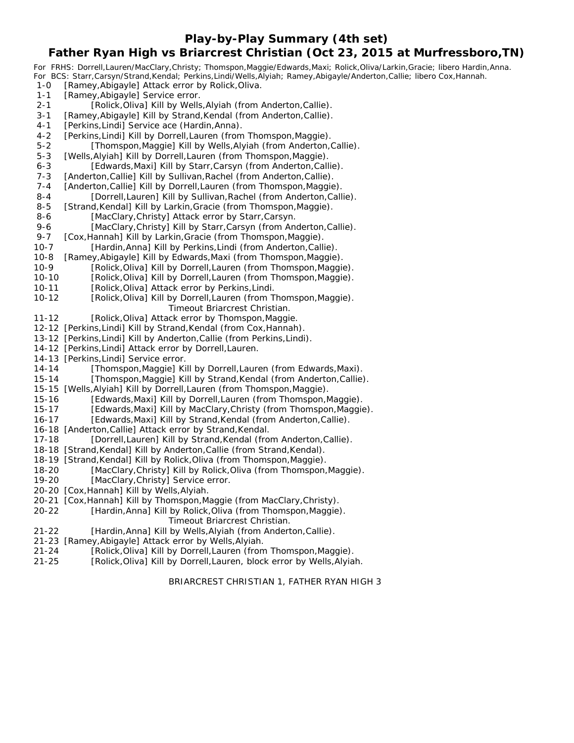# Play-by-Play Summary (4th set)

## Father Ryan High vs Briarcrest Christian (Oct 23, 2015 at Murfressboro,TN)

For FRHS: Dorrell,Lauren/MacClary,Christy; Thomspon,Maggie/Edwards,Maxi; Rolick,Oliva/Larkin,Gracie; libero Hardin,Anna.
For BCS: Starr,Carsyn/Strand,Kendal; Perkins,Lindi/Wells,Alyiah; Ramey,Abigayle/Anderton,Callie; libero Cox,Hannah.

| Score | Play |
|---|---|
| 1-0 | [Ramey,Abigayle] Attack error by Rolick,Oliva. |
| 1-1 | [Ramey,Abigayle] Service error. |
| 2-1 | [Rolick,Oliva] Kill by Wells,Alyiah (from Anderton,Callie). |
| 3-1 | [Ramey,Abigayle] Kill by Strand,Kendal (from Anderton,Callie). |
| 4-1 | [Perkins,Lindi] Service ace (Hardin,Anna). |
| 4-2 | [Perkins,Lindi] Kill by Dorrell,Lauren (from Thomspon,Maggie). |
| 5-2 | [Thomspon,Maggie] Kill by Wells,Alyiah (from Anderton,Callie). |
| 5-3 | [Wells,Alyiah] Kill by Dorrell,Lauren (from Thomspon,Maggie). |
| 6-3 | [Edwards,Maxi] Kill by Starr,Carsyn (from Anderton,Callie). |
| 7-3 | [Anderton,Callie] Kill by Sullivan,Rachel (from Anderton,Callie). |
| 7-4 | [Anderton,Callie] Kill by Dorrell,Lauren (from Thomspon,Maggie). |
| 8-4 | [Dorrell,Lauren] Kill by Sullivan,Rachel (from Anderton,Callie). |
| 8-5 | [Strand,Kendal] Kill by Larkin,Gracie (from Thomspon,Maggie). |
| 8-6 | [MacClary,Christy] Attack error by Starr,Carsyn. |
| 9-6 | [MacClary,Christy] Kill by Starr,Carsyn (from Anderton,Callie). |
| 9-7 | [Cox,Hannah] Kill by Larkin,Gracie (from Thomspon,Maggie). |
| 10-7 | [Hardin,Anna] Kill by Perkins,Lindi (from Anderton,Callie). |
| 10-8 | [Ramey,Abigayle] Kill by Edwards,Maxi (from Thomspon,Maggie). |
| 10-9 | [Rolick,Oliva] Kill by Dorrell,Lauren (from Thomspon,Maggie). |
| 10-10 | [Rolick,Oliva] Kill by Dorrell,Lauren (from Thomspon,Maggie). |
| 10-11 | [Rolick,Oliva] Attack error by Perkins,Lindi. |
| 10-12 | [Rolick,Oliva] Kill by Dorrell,Lauren (from Thomspon,Maggie). |
| | Timeout Briarcrest Christian. |
| 11-12 | [Rolick,Oliva] Attack error by Thomspon,Maggie. |
| 12-12 | [Perkins,Lindi] Kill by Strand,Kendal (from Cox,Hannah). |
| 13-12 | [Perkins,Lindi] Kill by Anderton,Callie (from Perkins,Lindi). |
| 14-12 | [Perkins,Lindi] Attack error by Dorrell,Lauren. |
| 14-13 | [Perkins,Lindi] Service error. |
| 14-14 | [Thomspon,Maggie] Kill by Dorrell,Lauren (from Edwards,Maxi). |
| 15-14 | [Thomspon,Maggie] Kill by Strand,Kendal (from Anderton,Callie). |
| 15-15 | [Wells,Alyiah] Kill by Dorrell,Lauren (from Thomspon,Maggie). |
| 15-16 | [Edwards,Maxi] Kill by Dorrell,Lauren (from Thomspon,Maggie). |
| 15-17 | [Edwards,Maxi] Kill by MacClary,Christy (from Thomspon,Maggie). |
| 16-17 | [Edwards,Maxi] Kill by Strand,Kendal (from Anderton,Callie). |
| 16-18 | [Anderton,Callie] Attack error by Strand,Kendal. |
| 17-18 | [Dorrell,Lauren] Kill by Strand,Kendal (from Anderton,Callie). |
| 18-18 | [Strand,Kendal] Kill by Anderton,Callie (from Strand,Kendal). |
| 18-19 | [Strand,Kendal] Kill by Rolick,Oliva (from Thomspon,Maggie). |
| 18-20 | [MacClary,Christy] Kill by Rolick,Oliva (from Thomspon,Maggie). |
| 19-20 | [MacClary,Christy] Service error. |
| 20-20 | [Cox,Hannah] Kill by Wells,Alyiah. |
| 20-21 | [Cox,Hannah] Kill by Thomspon,Maggie (from MacClary,Christy). |
| 20-22 | [Hardin,Anna] Kill by Rolick,Oliva (from Thomspon,Maggie). |
| | Timeout Briarcrest Christian. |
| 21-22 | [Hardin,Anna] Kill by Wells,Alyiah (from Anderton,Callie). |
| 21-23 | [Ramey,Abigayle] Attack error by Wells,Alyiah. |
| 21-24 | [Rolick,Oliva] Kill by Dorrell,Lauren (from Thomspon,Maggie). |
| 21-25 | [Rolick,Oliva] Kill by Dorrell,Lauren, block error by Wells,Alyiah. |

BRIARCREST CHRISTIAN 1, FATHER RYAN HIGH 3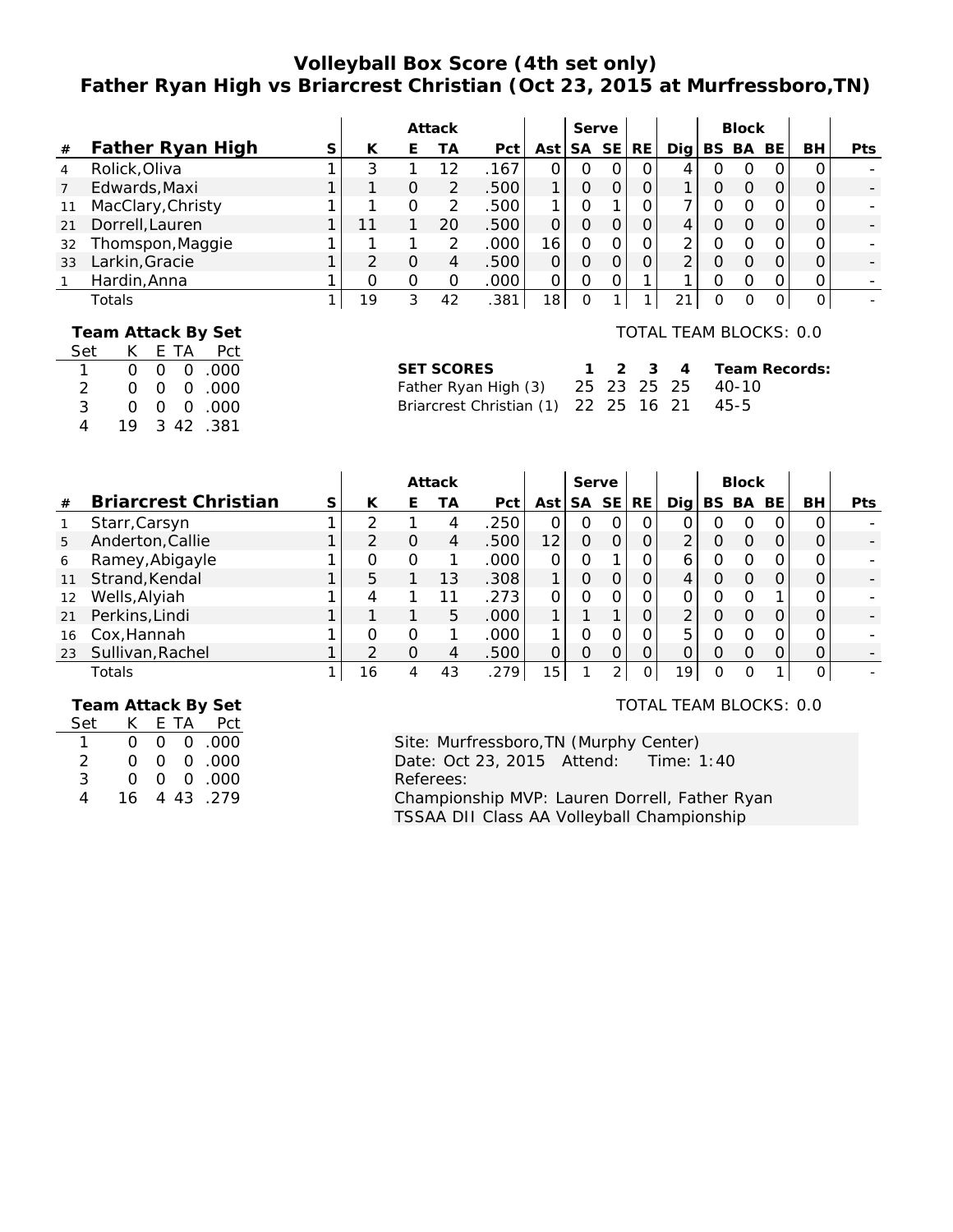# Volleyball Box Score (4th set only)
## Father Ryan High vs Briarcrest Christian (Oct 23, 2015 at Murfressboro,TN)

| | | | Attack | | | | | Serve | | | | Block | | | | |
|---|---|---|---|---|---|---|---|---|---|---|---|---|---|---|---|---|
| # | **Father Ryan High** | S | K | E | TA | Pct | Ast | SA | SE | RE | Dig | BS | BA | BE | BH | Pts |
| 4 | Rolick,Oliva | 1 | 3 | 1 | 12 | .167 | 0 | 0 | 0 | 0 | 4 | 0 | 0 | 0 | 0 | - |
| 7 | Edwards,Maxi | 1 | 1 | 0 | 2 | .500 | 1 | 0 | 0 | 0 | 1 | 0 | 0 | 0 | 0 | - |
| 11 | MacClary,Christy | 1 | 1 | 0 | 2 | .500 | 1 | 0 | 1 | 0 | 7 | 0 | 0 | 0 | 0 | - |
| 21 | Dorrell,Lauren | 1 | 11 | 1 | 20 | .500 | 0 | 0 | 0 | 0 | 4 | 0 | 0 | 0 | 0 | - |
| 32 | Thomspon,Maggie | 1 | 1 | 1 | 2 | .000 | 16 | 0 | 0 | 0 | 2 | 0 | 0 | 0 | 0 | - |
| 33 | Larkin,Gracie | 1 | 2 | 0 | 4 | .500 | 0 | 0 | 0 | 0 | 2 | 0 | 0 | 0 | 0 | - |
| 1 | Hardin,Anna | 1 | 0 | 0 | 0 | .000 | 0 | 0 | 0 | 1 | 1 | 0 | 0 | 0 | 0 | - |
| | Totals | 1 | 19 | 3 | 42 | .381 | 18 | 0 | 1 | 1 | 21 | 0 | 0 | 0 | 0 | - |

**Team Attack By Set**

| Set | K | E | TA | Pct |
|---|---|---|---|---|
| 1 | 0 | 0 | 0 | .000 |
| 2 | 0 | 0 | 0 | .000 |
| 3 | 0 | 0 | 0 | .000 |
| 4 | 19 | 3 | 42 | .381 |

TOTAL TEAM BLOCKS: 0.0

| SET SCORES | 1 | 2 | 3 | 4 | Team Records: |
|---|---|---|---|---|---|
| Father Ryan High (3) | 25 | 23 | 25 | 25 | 40-10 |
| Briarcrest Christian (1) | 22 | 25 | 16 | 21 | 45-5 |

| | | | Attack | | | | | Serve | | | | Block | | | | |
|---|---|---|---|---|---|---|---|---|---|---|---|---|---|---|---|---|
| # | **Briarcrest Christian** | S | K | E | TA | Pct | Ast | SA | SE | RE | Dig | BS | BA | BE | BH | Pts |
| 1 | Starr,Carsyn | 1 | 2 | 1 | 4 | .250 | 0 | 0 | 0 | 0 | 0 | 0 | 0 | 0 | 0 | - |
| 5 | Anderton,Callie | 1 | 2 | 0 | 4 | .500 | 12 | 0 | 0 | 0 | 2 | 0 | 0 | 0 | 0 | - |
| 6 | Ramey,Abigayle | 1 | 0 | 0 | 1 | .000 | 0 | 0 | 1 | 0 | 6 | 0 | 0 | 0 | 0 | - |
| 11 | Strand,Kendal | 1 | 5 | 1 | 13 | .308 | 1 | 0 | 0 | 0 | 4 | 0 | 0 | 0 | 0 | - |
| 12 | Wells,Alyiah | 1 | 4 | 1 | 11 | .273 | 0 | 0 | 0 | 0 | 0 | 0 | 0 | 1 | 0 | - |
| 21 | Perkins,Lindi | 1 | 1 | 1 | 5 | .000 | 1 | 1 | 1 | 0 | 2 | 0 | 0 | 0 | 0 | - |
| 16 | Cox,Hannah | 1 | 0 | 0 | 1 | .000 | 1 | 0 | 0 | 0 | 5 | 0 | 0 | 0 | 0 | - |
| 23 | Sullivan,Rachel | 1 | 2 | 0 | 4 | .500 | 0 | 0 | 0 | 0 | 0 | 0 | 0 | 0 | 0 | - |
| | Totals | 1 | 16 | 4 | 43 | .279 | 15 | 1 | 2 | 0 | 19 | 0 | 0 | 1 | 0 | - |

**Team Attack By Set**

| Set | K | E | TA | Pct |
|---|---|---|---|---|
| 1 | 0 | 0 | 0 | .000 |
| 2 | 0 | 0 | 0 | .000 |
| 3 | 0 | 0 | 0 | .000 |
| 4 | 16 | 4 | 43 | .279 |

TOTAL TEAM BLOCKS: 0.0

Site: Murfressboro,TN (Murphy Center)
Date: Oct 23, 2015 Attend: Time: 1:40
Referees:
Championship MVP: Lauren Dorrell, Father Ryan
TSSAA DII Class AA Volleyball Championship